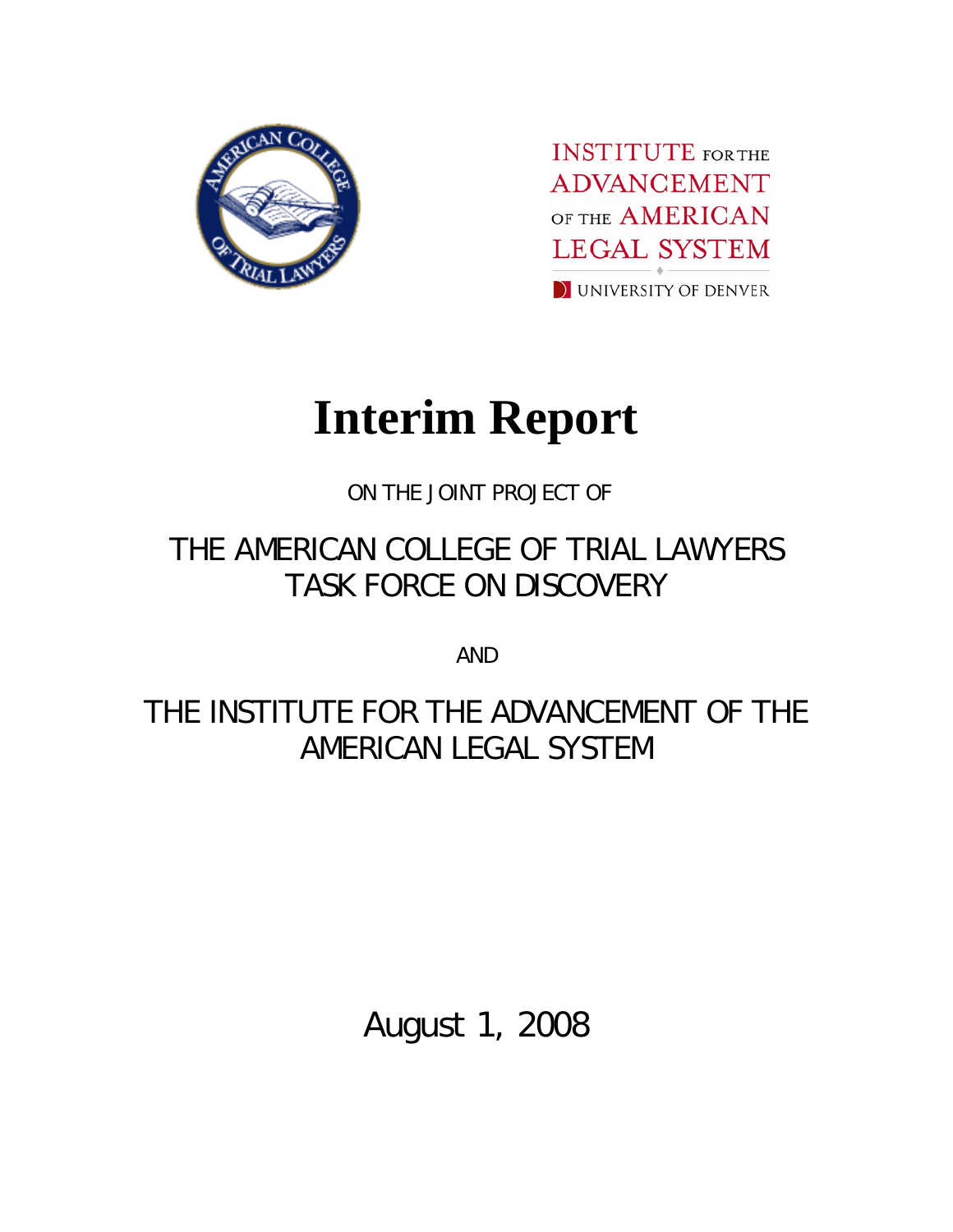INSTITUTE FOR THE ADVANCEMENT OF THE AMERICAN LEGAL SYSTEM

UNIVERSITY OF DENVER

# Interim Report

ON THE JOINT PROJECT OF

THE AMERICAN COLLEGE OF TRIAL LAWYERS TASK FORCE ON DISCOVERY

AND

THE INSTITUTE FOR THE ADVANCEMENT OF THE AMERICAN LEGAL SYSTEM

August 1, 2008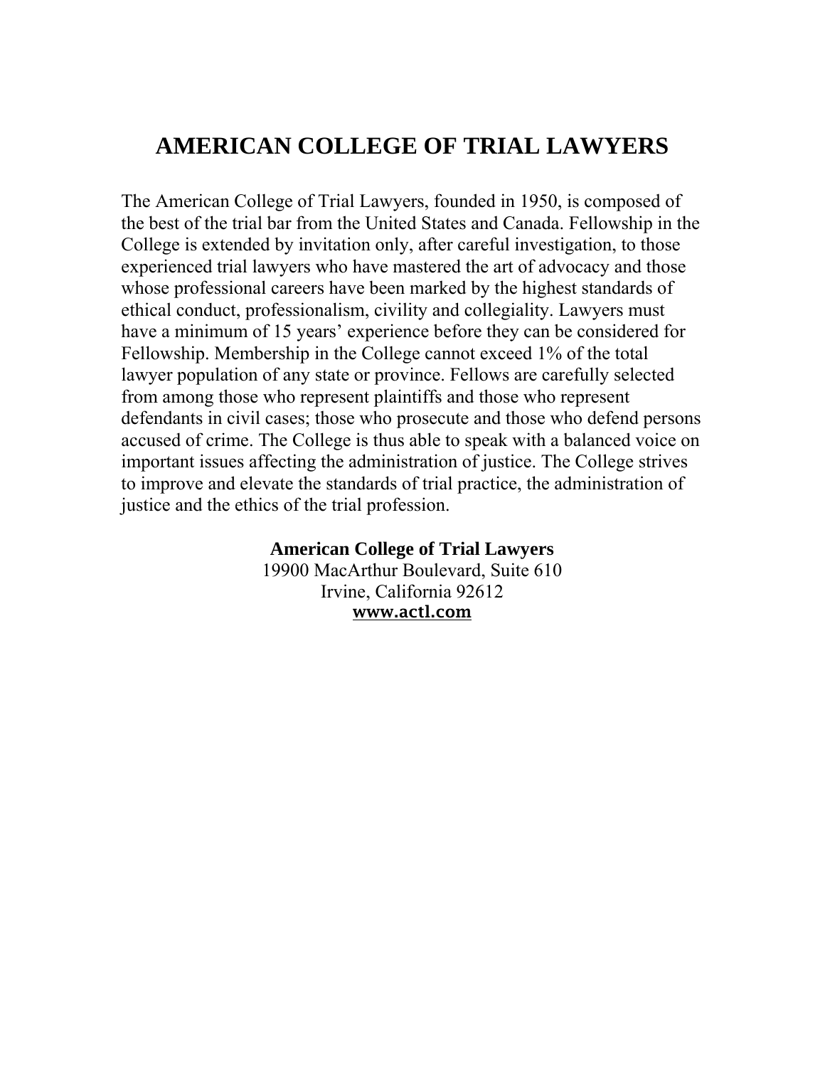# AMERICAN COLLEGE OF TRIAL LAWYERS

The American College of Trial Lawyers, founded in 1950, is composed of the best of the trial bar from the United States and Canada. Fellowship in the College is extended by invitation only, after careful investigation, to those experienced trial lawyers who have mastered the art of advocacy and those whose professional careers have been marked by the highest standards of ethical conduct, professionalism, civility and collegiality. Lawyers must have a minimum of 15 years' experience before they can be considered for Fellowship. Membership in the College cannot exceed 1% of the total lawyer population of any state or province. Fellows are carefully selected from among those who represent plaintiffs and those who represent defendants in civil cases; those who prosecute and those who defend persons accused of crime. The College is thus able to speak with a balanced voice on important issues affecting the administration of justice. The College strives to improve and elevate the standards of trial practice, the administration of justice and the ethics of the trial profession.

**American College of Trial Lawyers**
19900 MacArthur Boulevard, Suite 610
Irvine, California 92612
**www.actl.com**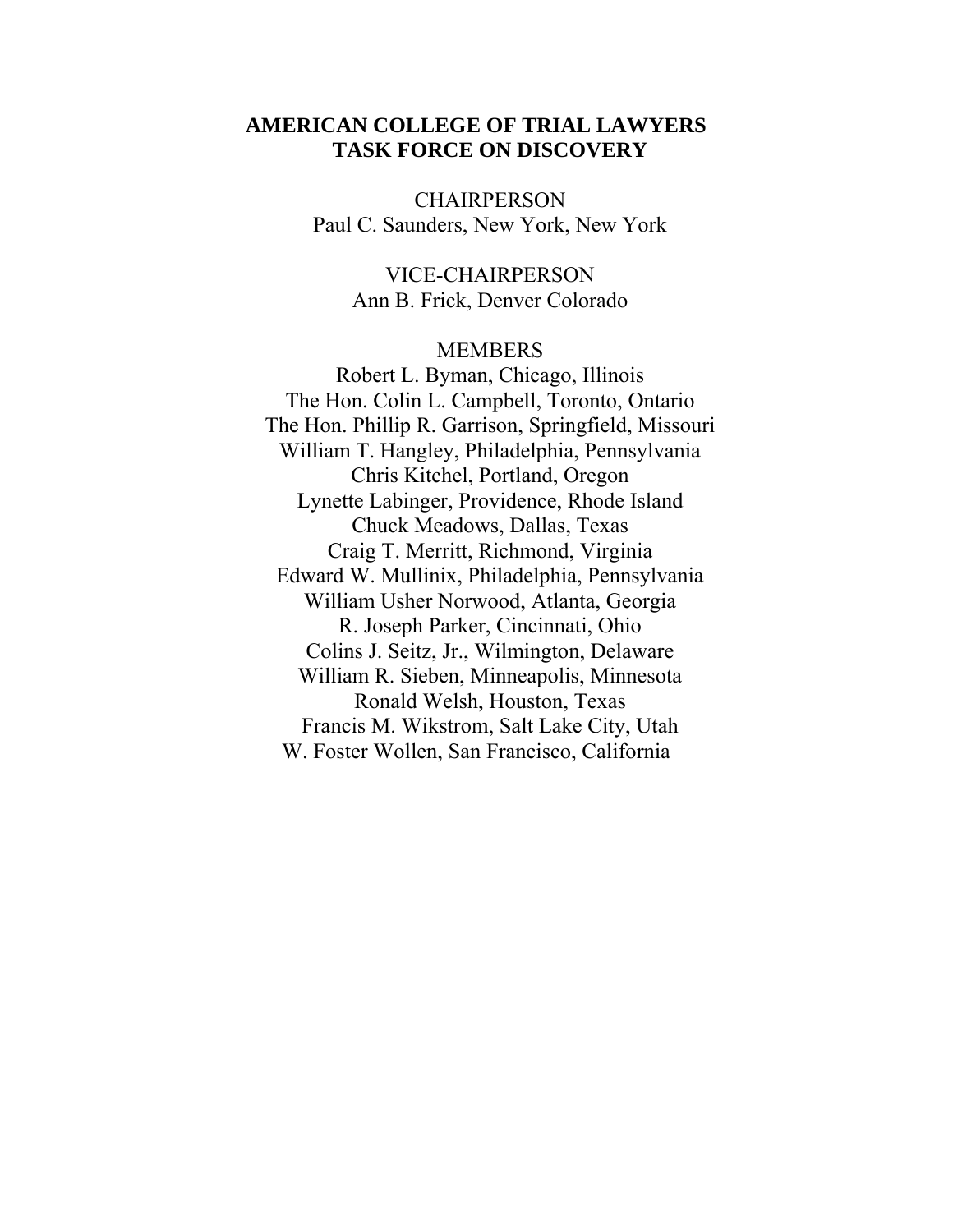**AMERICAN COLLEGE OF TRIAL LAWYERS**
**TASK FORCE ON DISCOVERY**

CHAIRPERSON
Paul C. Saunders, New York, New York

VICE-CHAIRPERSON
Ann B. Frick, Denver Colorado

MEMBERS
Robert L. Byman, Chicago, Illinois
The Hon. Colin L. Campbell, Toronto, Ontario
The Hon. Phillip R. Garrison, Springfield, Missouri
William T. Hangley, Philadelphia, Pennsylvania
Chris Kitchel, Portland, Oregon
Lynette Labinger, Providence, Rhode Island
Chuck Meadows, Dallas, Texas
Craig T. Merritt, Richmond, Virginia
Edward W. Mullinix, Philadelphia, Pennsylvania
William Usher Norwood, Atlanta, Georgia
R. Joseph Parker, Cincinnati, Ohio
Colins J. Seitz, Jr., Wilmington, Delaware
William R. Sieben, Minneapolis, Minnesota
Ronald Welsh, Houston, Texas
Francis M. Wikstrom, Salt Lake City, Utah
W. Foster Wollen, San Francisco, California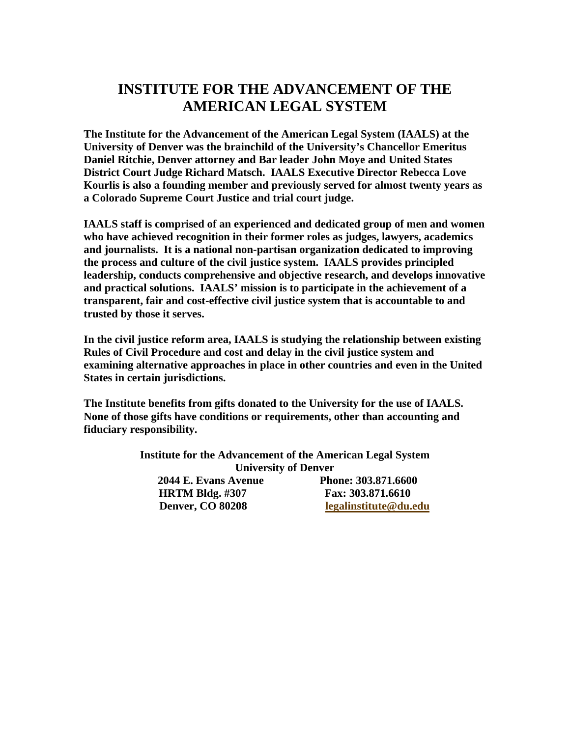# INSTITUTE FOR THE ADVANCEMENT OF THE AMERICAN LEGAL SYSTEM

**The Institute for the Advancement of the American Legal System (IAALS) at the University of Denver was the brainchild of the University's Chancellor Emeritus Daniel Ritchie, Denver attorney and Bar leader John Moye and United States District Court Judge Richard Matsch. IAALS Executive Director Rebecca Love Kourlis is also a founding member and previously served for almost twenty years as a Colorado Supreme Court Justice and trial court judge.**

**IAALS staff is comprised of an experienced and dedicated group of men and women who have achieved recognition in their former roles as judges, lawyers, academics and journalists. It is a national non-partisan organization dedicated to improving the process and culture of the civil justice system. IAALS provides principled leadership, conducts comprehensive and objective research, and develops innovative and practical solutions. IAALS' mission is to participate in the achievement of a transparent, fair and cost-effective civil justice system that is accountable to and trusted by those it serves.**

**In the civil justice reform area, IAALS is studying the relationship between existing Rules of Civil Procedure and cost and delay in the civil justice system and examining alternative approaches in place in other countries and even in the United States in certain jurisdictions.**

**The Institute benefits from gifts donated to the University for the use of IAALS. None of those gifts have conditions or requirements, other than accounting and fiduciary responsibility.**

**Institute for the Advancement of the American Legal System**
**University of Denver**

**2044 E. Evans Avenue** | **Phone: 303.871.6600**
**HRTM Bldg. #307** | **Fax: 303.871.6610**
**Denver, CO 80208** | **legalinstitute@du.edu**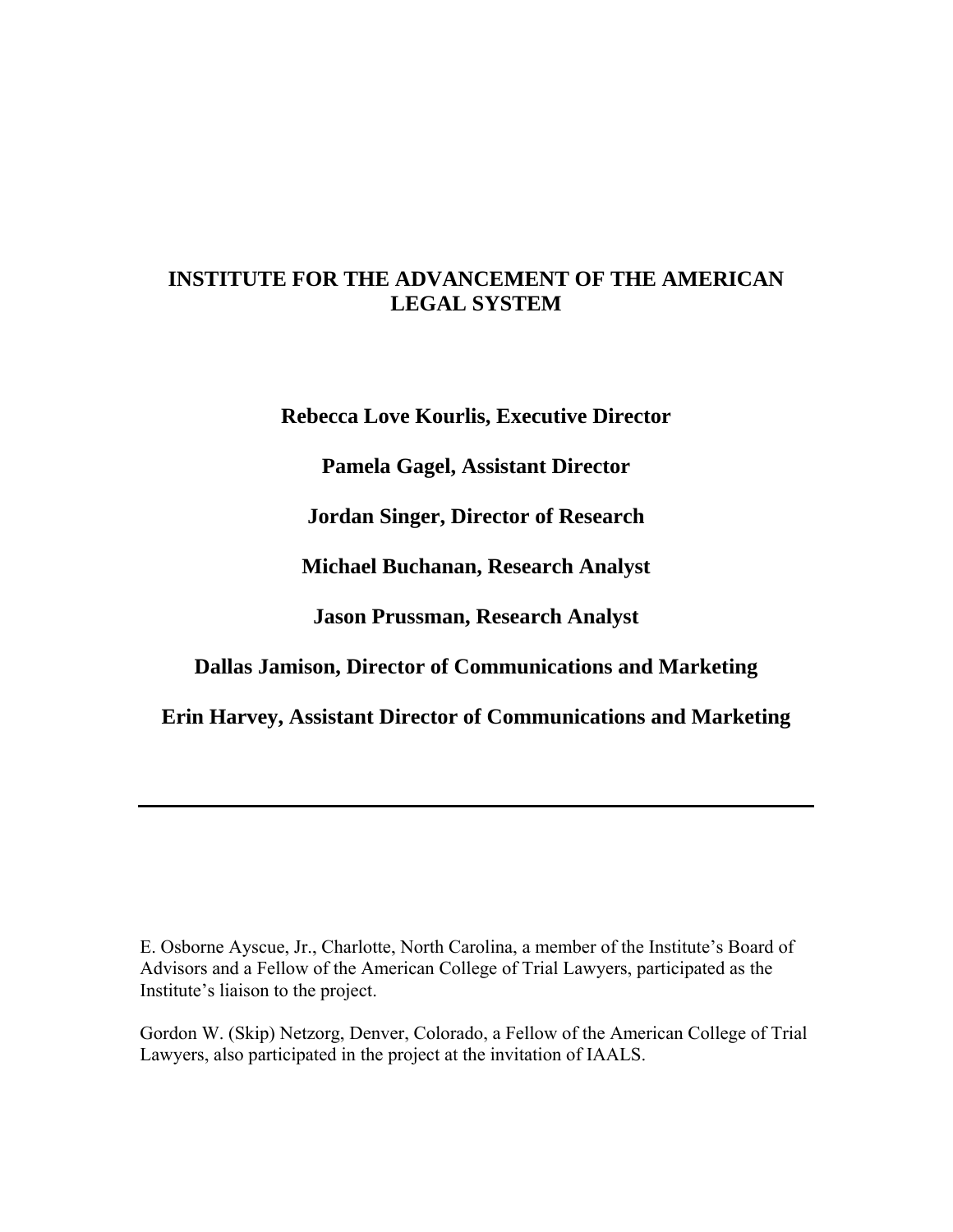**INSTITUTE FOR THE ADVANCEMENT OF THE AMERICAN LEGAL SYSTEM**

**Rebecca Love Kourlis, Executive Director**

**Pamela Gagel, Assistant Director**

**Jordan Singer, Director of Research**

**Michael Buchanan, Research Analyst**

**Jason Prussman, Research Analyst**

**Dallas Jamison, Director of Communications and Marketing**

**Erin Harvey, Assistant Director of Communications and Marketing**

---

E. Osborne Ayscue, Jr., Charlotte, North Carolina, a member of the Institute's Board of Advisors and a Fellow of the American College of Trial Lawyers, participated as the Institute's liaison to the project.

Gordon W. (Skip) Netzorg, Denver, Colorado, a Fellow of the American College of Trial Lawyers, also participated in the project at the invitation of IAALS.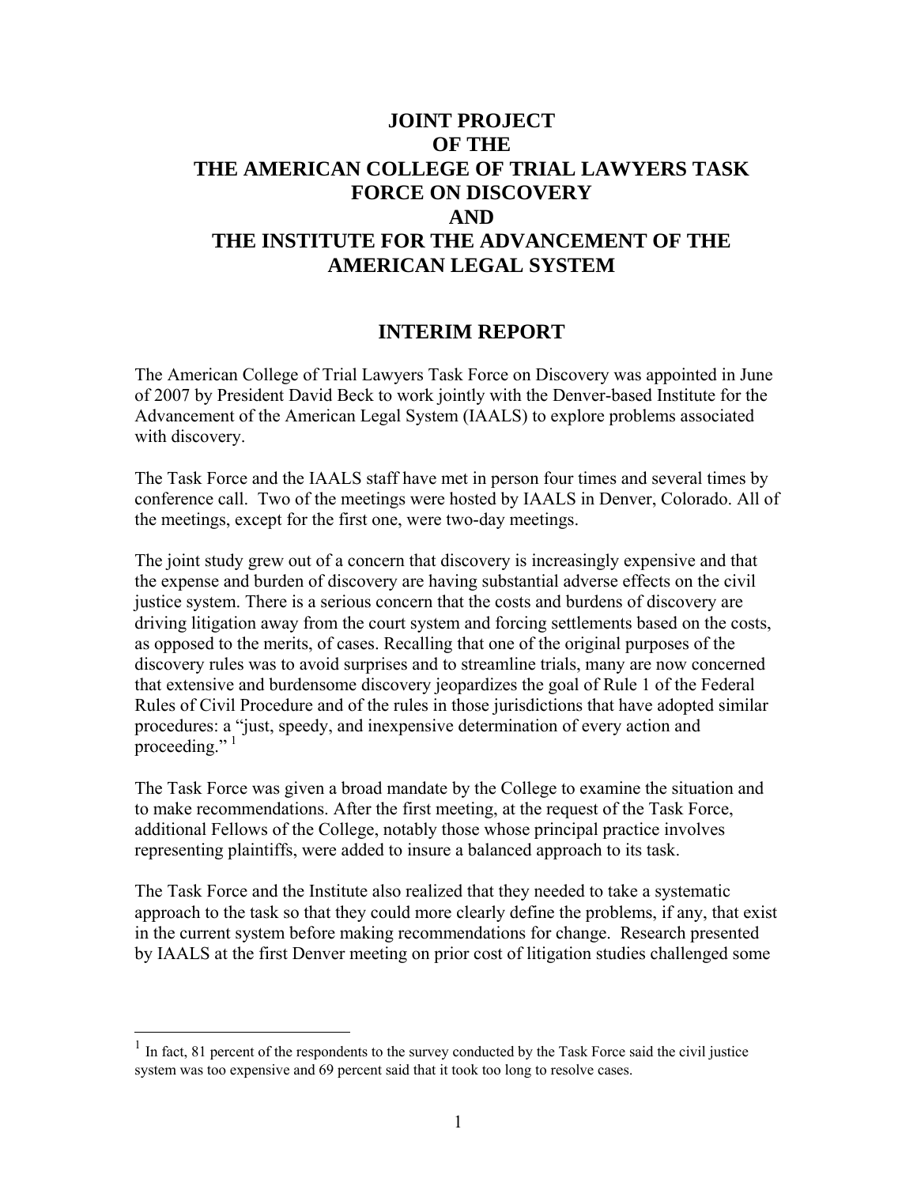# JOINT PROJECT OF THE THE AMERICAN COLLEGE OF TRIAL LAWYERS TASK FORCE ON DISCOVERY AND THE INSTITUTE FOR THE ADVANCEMENT OF THE AMERICAN LEGAL SYSTEM

## INTERIM REPORT

The American College of Trial Lawyers Task Force on Discovery was appointed in June of 2007 by President David Beck to work jointly with the Denver-based Institute for the Advancement of the American Legal System (IAALS) to explore problems associated with discovery.

The Task Force and the IAALS staff have met in person four times and several times by conference call. Two of the meetings were hosted by IAALS in Denver, Colorado. All of the meetings, except for the first one, were two-day meetings.

The joint study grew out of a concern that discovery is increasingly expensive and that the expense and burden of discovery are having substantial adverse effects on the civil justice system. There is a serious concern that the costs and burdens of discovery are driving litigation away from the court system and forcing settlements based on the costs, as opposed to the merits, of cases. Recalling that one of the original purposes of the discovery rules was to avoid surprises and to streamline trials, many are now concerned that extensive and burdensome discovery jeopardizes the goal of Rule 1 of the Federal Rules of Civil Procedure and of the rules in those jurisdictions that have adopted similar procedures: a "just, speedy, and inexpensive determination of every action and proceeding." [1]

The Task Force was given a broad mandate by the College to examine the situation and to make recommendations. After the first meeting, at the request of the Task Force, additional Fellows of the College, notably those whose principal practice involves representing plaintiffs, were added to insure a balanced approach to its task.

The Task Force and the Institute also realized that they needed to take a systematic approach to the task so that they could more clearly define the problems, if any, that exist in the current system before making recommendations for change. Research presented by IAALS at the first Denver meeting on prior cost of litigation studies challenged some

---

[1] In fact, 81 percent of the respondents to the survey conducted by the Task Force said the civil justice system was too expensive and 69 percent said that it took too long to resolve cases.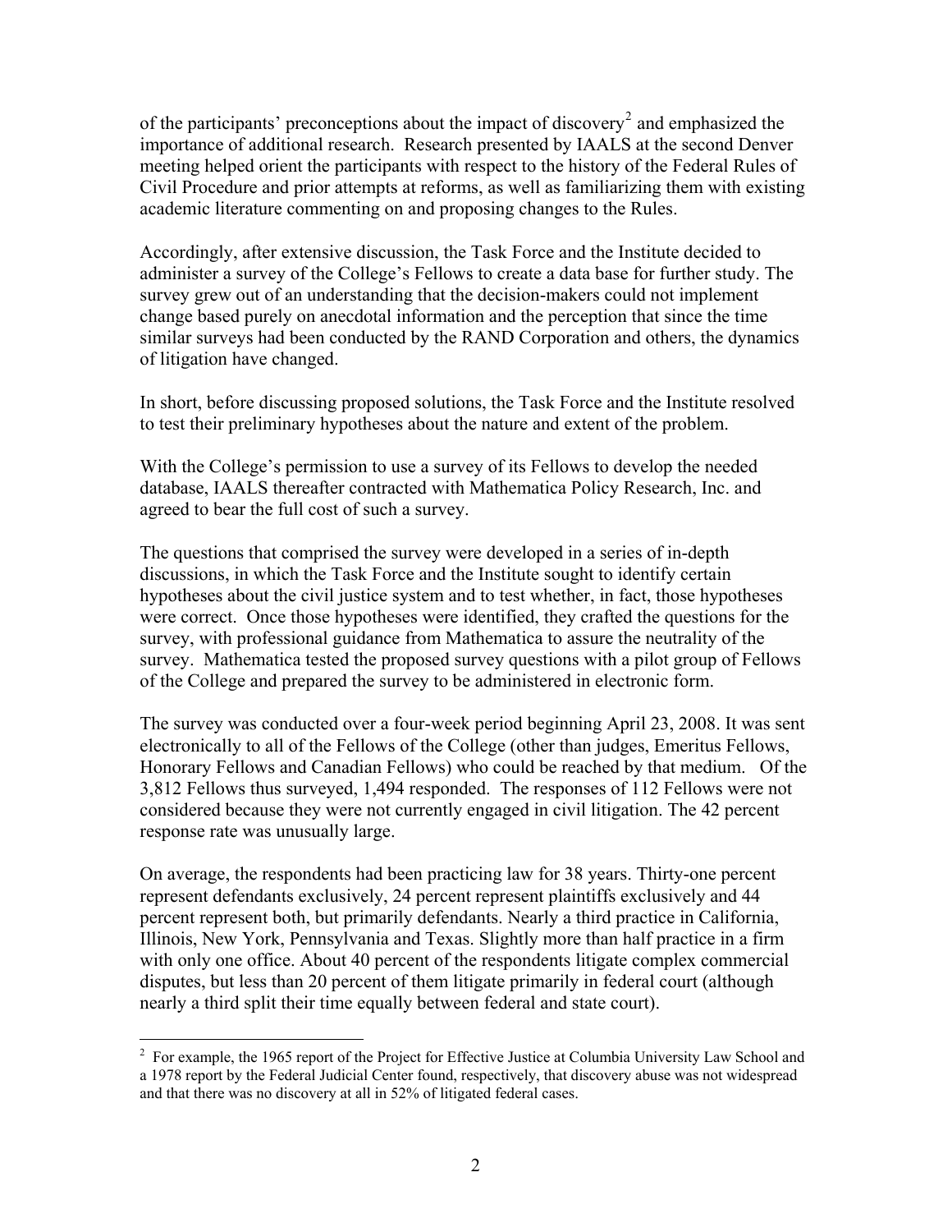of the participants' preconceptions about the impact of discovery[2] and emphasized the importance of additional research. Research presented by IAALS at the second Denver meeting helped orient the participants with respect to the history of the Federal Rules of Civil Procedure and prior attempts at reforms, as well as familiarizing them with existing academic literature commenting on and proposing changes to the Rules.

Accordingly, after extensive discussion, the Task Force and the Institute decided to administer a survey of the College's Fellows to create a data base for further study. The survey grew out of an understanding that the decision-makers could not implement change based purely on anecdotal information and the perception that since the time similar surveys had been conducted by the RAND Corporation and others, the dynamics of litigation have changed.

In short, before discussing proposed solutions, the Task Force and the Institute resolved to test their preliminary hypotheses about the nature and extent of the problem.

With the College's permission to use a survey of its Fellows to develop the needed database, IAALS thereafter contracted with Mathematica Policy Research, Inc. and agreed to bear the full cost of such a survey.

The questions that comprised the survey were developed in a series of in-depth discussions, in which the Task Force and the Institute sought to identify certain hypotheses about the civil justice system and to test whether, in fact, those hypotheses were correct. Once those hypotheses were identified, they crafted the questions for the survey, with professional guidance from Mathematica to assure the neutrality of the survey. Mathematica tested the proposed survey questions with a pilot group of Fellows of the College and prepared the survey to be administered in electronic form.

The survey was conducted over a four-week period beginning April 23, 2008. It was sent electronically to all of the Fellows of the College (other than judges, Emeritus Fellows, Honorary Fellows and Canadian Fellows) who could be reached by that medium. Of the 3,812 Fellows thus surveyed, 1,494 responded. The responses of 112 Fellows were not considered because they were not currently engaged in civil litigation. The 42 percent response rate was unusually large.

On average, the respondents had been practicing law for 38 years. Thirty-one percent represent defendants exclusively, 24 percent represent plaintiffs exclusively and 44 percent represent both, but primarily defendants. Nearly a third practice in California, Illinois, New York, Pennsylvania and Texas. Slightly more than half practice in a firm with only one office. About 40 percent of the respondents litigate complex commercial disputes, but less than 20 percent of them litigate primarily in federal court (although nearly a third split their time equally between federal and state court).

---

[2] For example, the 1965 report of the Project for Effective Justice at Columbia University Law School and a 1978 report by the Federal Judicial Center found, respectively, that discovery abuse was not widespread and that there was no discovery at all in 52% of litigated federal cases.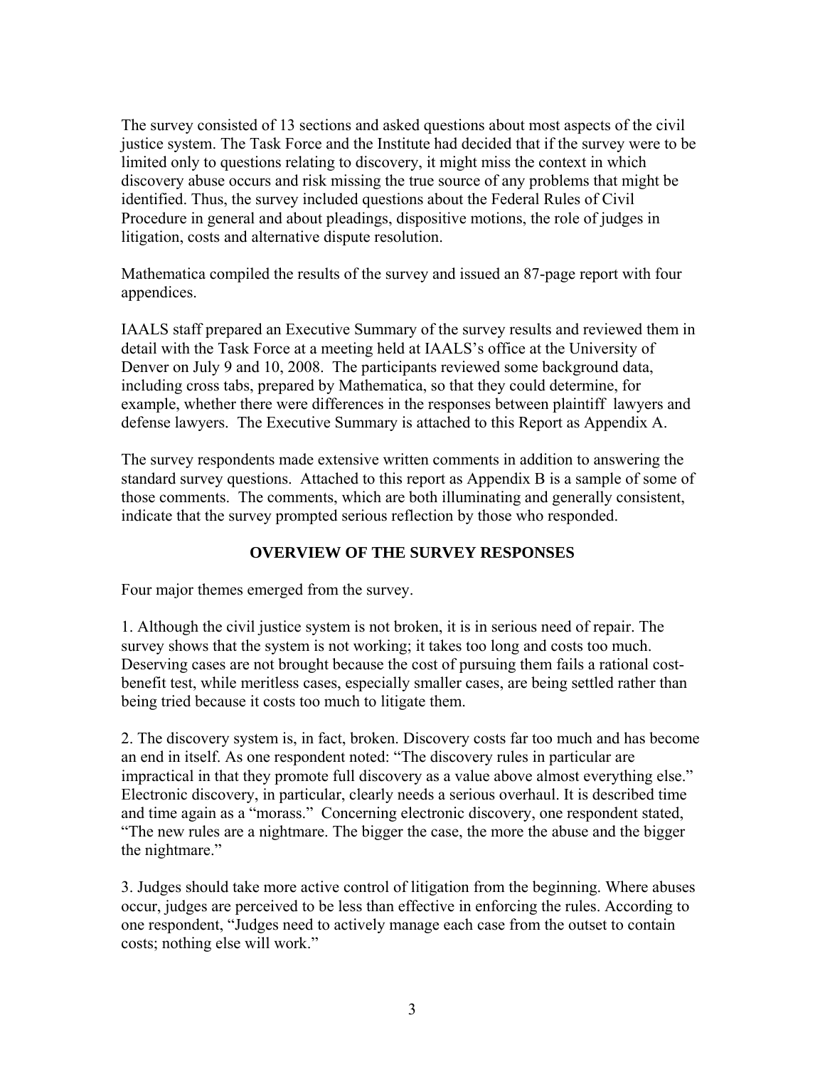The survey consisted of 13 sections and asked questions about most aspects of the civil justice system. The Task Force and the Institute had decided that if the survey were to be limited only to questions relating to discovery, it might miss the context in which discovery abuse occurs and risk missing the true source of any problems that might be identified. Thus, the survey included questions about the Federal Rules of Civil Procedure in general and about pleadings, dispositive motions, the role of judges in litigation, costs and alternative dispute resolution.

Mathematica compiled the results of the survey and issued an 87-page report with four appendices.

IAALS staff prepared an Executive Summary of the survey results and reviewed them in detail with the Task Force at a meeting held at IAALS's office at the University of Denver on July 9 and 10, 2008. The participants reviewed some background data, including cross tabs, prepared by Mathematica, so that they could determine, for example, whether there were differences in the responses between plaintiff lawyers and defense lawyers. The Executive Summary is attached to this Report as Appendix A.

The survey respondents made extensive written comments in addition to answering the standard survey questions. Attached to this report as Appendix B is a sample of some of those comments. The comments, which are both illuminating and generally consistent, indicate that the survey prompted serious reflection by those who responded.

## OVERVIEW OF THE SURVEY RESPONSES

Four major themes emerged from the survey.

1. Although the civil justice system is not broken, it is in serious need of repair. The survey shows that the system is not working; it takes too long and costs too much. Deserving cases are not brought because the cost of pursuing them fails a rational cost-benefit test, while meritless cases, especially smaller cases, are being settled rather than being tried because it costs too much to litigate them.

2. The discovery system is, in fact, broken. Discovery costs far too much and has become an end in itself. As one respondent noted: "The discovery rules in particular are impractical in that they promote full discovery as a value above almost everything else." Electronic discovery, in particular, clearly needs a serious overhaul. It is described time and time again as a "morass." Concerning electronic discovery, one respondent stated, "The new rules are a nightmare. The bigger the case, the more the abuse and the bigger the nightmare."

3. Judges should take more active control of litigation from the beginning. Where abuses occur, judges are perceived to be less than effective in enforcing the rules. According to one respondent, "Judges need to actively manage each case from the outset to contain costs; nothing else will work."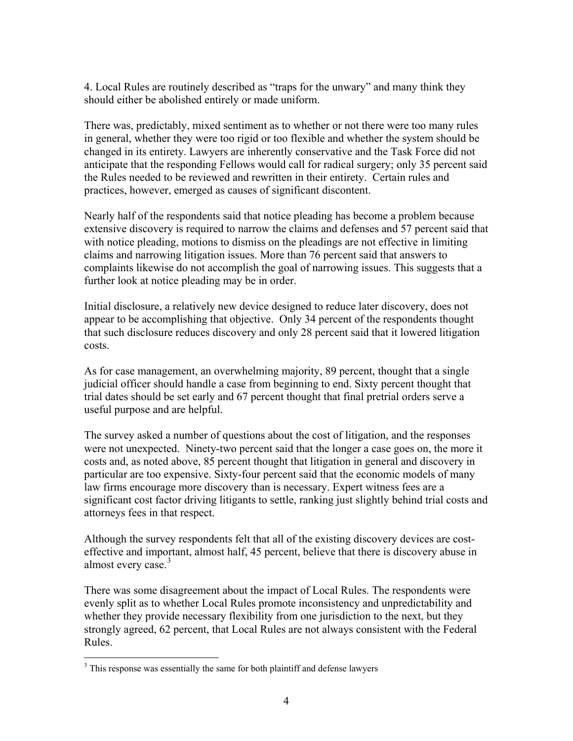4. Local Rules are routinely described as "traps for the unwary" and many think they should either be abolished entirely or made uniform.

There was, predictably, mixed sentiment as to whether or not there were too many rules in general, whether they were too rigid or too flexible and whether the system should be changed in its entirety. Lawyers are inherently conservative and the Task Force did not anticipate that the responding Fellows would call for radical surgery; only 35 percent said the Rules needed to be reviewed and rewritten in their entirety. Certain rules and practices, however, emerged as causes of significant discontent.

Nearly half of the respondents said that notice pleading has become a problem because extensive discovery is required to narrow the claims and defenses and 57 percent said that with notice pleading, motions to dismiss on the pleadings are not effective in limiting claims and narrowing litigation issues. More than 76 percent said that answers to complaints likewise do not accomplish the goal of narrowing issues. This suggests that a further look at notice pleading may be in order.

Initial disclosure, a relatively new device designed to reduce later discovery, does not appear to be accomplishing that objective. Only 34 percent of the respondents thought that such disclosure reduces discovery and only 28 percent said that it lowered litigation costs.

As for case management, an overwhelming majority, 89 percent, thought that a single judicial officer should handle a case from beginning to end. Sixty percent thought that trial dates should be set early and 67 percent thought that final pretrial orders serve a useful purpose and are helpful.

The survey asked a number of questions about the cost of litigation, and the responses were not unexpected. Ninety-two percent said that the longer a case goes on, the more it costs and, as noted above, 85 percent thought that litigation in general and discovery in particular are too expensive. Sixty-four percent said that the economic models of many law firms encourage more discovery than is necessary. Expert witness fees are a significant cost factor driving litigants to settle, ranking just slightly behind trial costs and attorneys fees in that respect.

Although the survey respondents felt that all of the existing discovery devices are cost-effective and important, almost half, 45 percent, believe that there is discovery abuse in almost every case.[3]

There was some disagreement about the impact of Local Rules. The respondents were evenly split as to whether Local Rules promote inconsistency and unpredictability and whether they provide necessary flexibility from one jurisdiction to the next, but they strongly agreed, 62 percent, that Local Rules are not always consistent with the Federal Rules.

[3] This response was essentially the same for both plaintiff and defense lawyers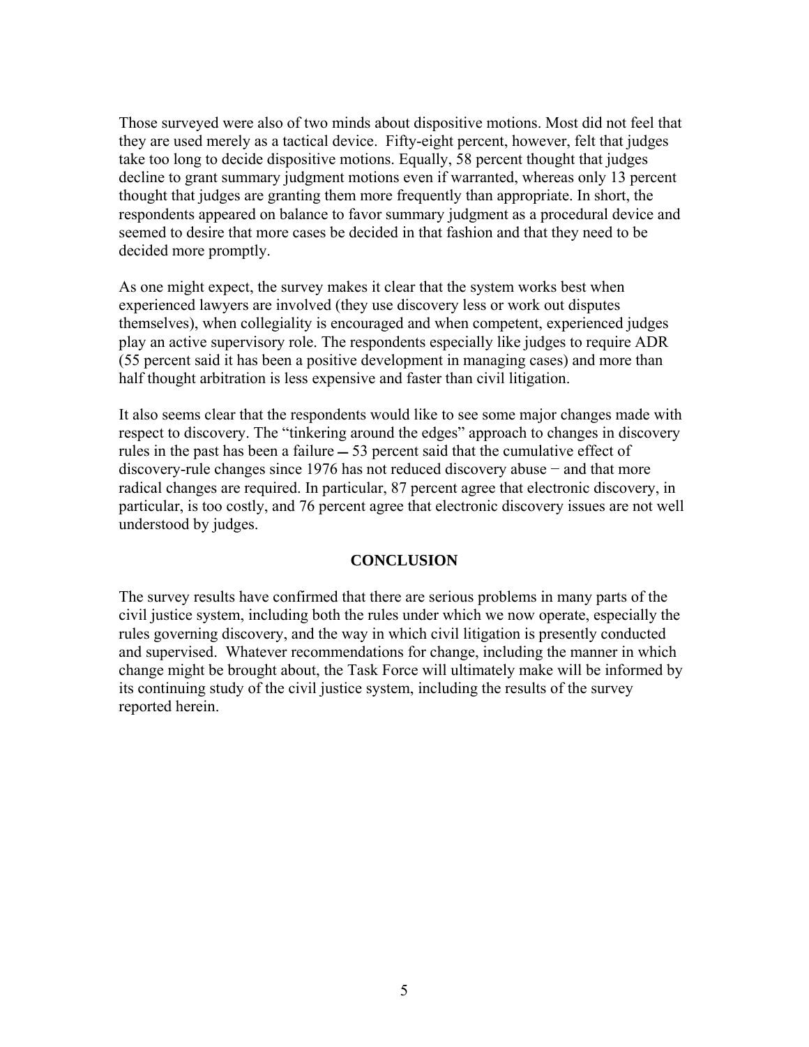Those surveyed were also of two minds about dispositive motions. Most did not feel that they are used merely as a tactical device. Fifty-eight percent, however, felt that judges take too long to decide dispositive motions. Equally, 58 percent thought that judges decline to grant summary judgment motions even if warranted, whereas only 13 percent thought that judges are granting them more frequently than appropriate. In short, the respondents appeared on balance to favor summary judgment as a procedural device and seemed to desire that more cases be decided in that fashion and that they need to be decided more promptly.

As one might expect, the survey makes it clear that the system works best when experienced lawyers are involved (they use discovery less or work out disputes themselves), when collegiality is encouraged and when competent, experienced judges play an active supervisory role. The respondents especially like judges to require ADR (55 percent said it has been a positive development in managing cases) and more than half thought arbitration is less expensive and faster than civil litigation.

It also seems clear that the respondents would like to see some major changes made with respect to discovery. The "tinkering around the edges" approach to changes in discovery rules in the past has been a failure ― 53 percent said that the cumulative effect of discovery-rule changes since 1976 has not reduced discovery abuse − and that more radical changes are required. In particular, 87 percent agree that electronic discovery, in particular, is too costly, and 76 percent agree that electronic discovery issues are not well understood by judges.

## CONCLUSION

The survey results have confirmed that there are serious problems in many parts of the civil justice system, including both the rules under which we now operate, especially the rules governing discovery, and the way in which civil litigation is presently conducted and supervised. Whatever recommendations for change, including the manner in which change might be brought about, the Task Force will ultimately make will be informed by its continuing study of the civil justice system, including the results of the survey reported herein.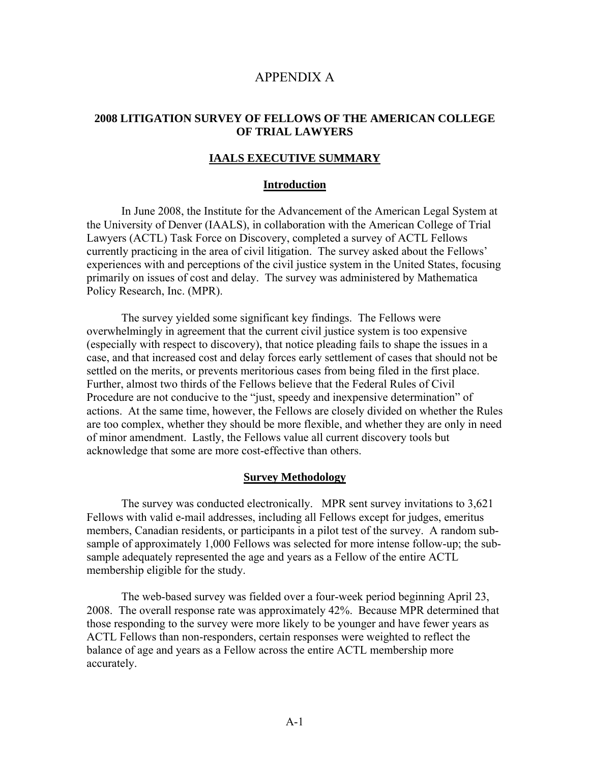# APPENDIX A

## 2008 LITIGATION SURVEY OF FELLOWS OF THE AMERICAN COLLEGE OF TRIAL LAWYERS

### IAALS EXECUTIVE SUMMARY

#### Introduction

In June 2008, the Institute for the Advancement of the American Legal System at the University of Denver (IAALS), in collaboration with the American College of Trial Lawyers (ACTL) Task Force on Discovery, completed a survey of ACTL Fellows currently practicing in the area of civil litigation. The survey asked about the Fellows' experiences with and perceptions of the civil justice system in the United States, focusing primarily on issues of cost and delay. The survey was administered by Mathematica Policy Research, Inc. (MPR).

The survey yielded some significant key findings. The Fellows were overwhelmingly in agreement that the current civil justice system is too expensive (especially with respect to discovery), that notice pleading fails to shape the issues in a case, and that increased cost and delay forces early settlement of cases that should not be settled on the merits, or prevents meritorious cases from being filed in the first place. Further, almost two thirds of the Fellows believe that the Federal Rules of Civil Procedure are not conducive to the "just, speedy and inexpensive determination" of actions. At the same time, however, the Fellows are closely divided on whether the Rules are too complex, whether they should be more flexible, and whether they are only in need of minor amendment. Lastly, the Fellows value all current discovery tools but acknowledge that some are more cost-effective than others.

#### Survey Methodology

The survey was conducted electronically. MPR sent survey invitations to 3,621 Fellows with valid e-mail addresses, including all Fellows except for judges, emeritus members, Canadian residents, or participants in a pilot test of the survey. A random sub-sample of approximately 1,000 Fellows was selected for more intense follow-up; the sub-sample adequately represented the age and years as a Fellow of the entire ACTL membership eligible for the study.

The web-based survey was fielded over a four-week period beginning April 23, 2008. The overall response rate was approximately 42%. Because MPR determined that those responding to the survey were more likely to be younger and have fewer years as ACTL Fellows than non-responders, certain responses were weighted to reflect the balance of age and years as a Fellow across the entire ACTL membership more accurately.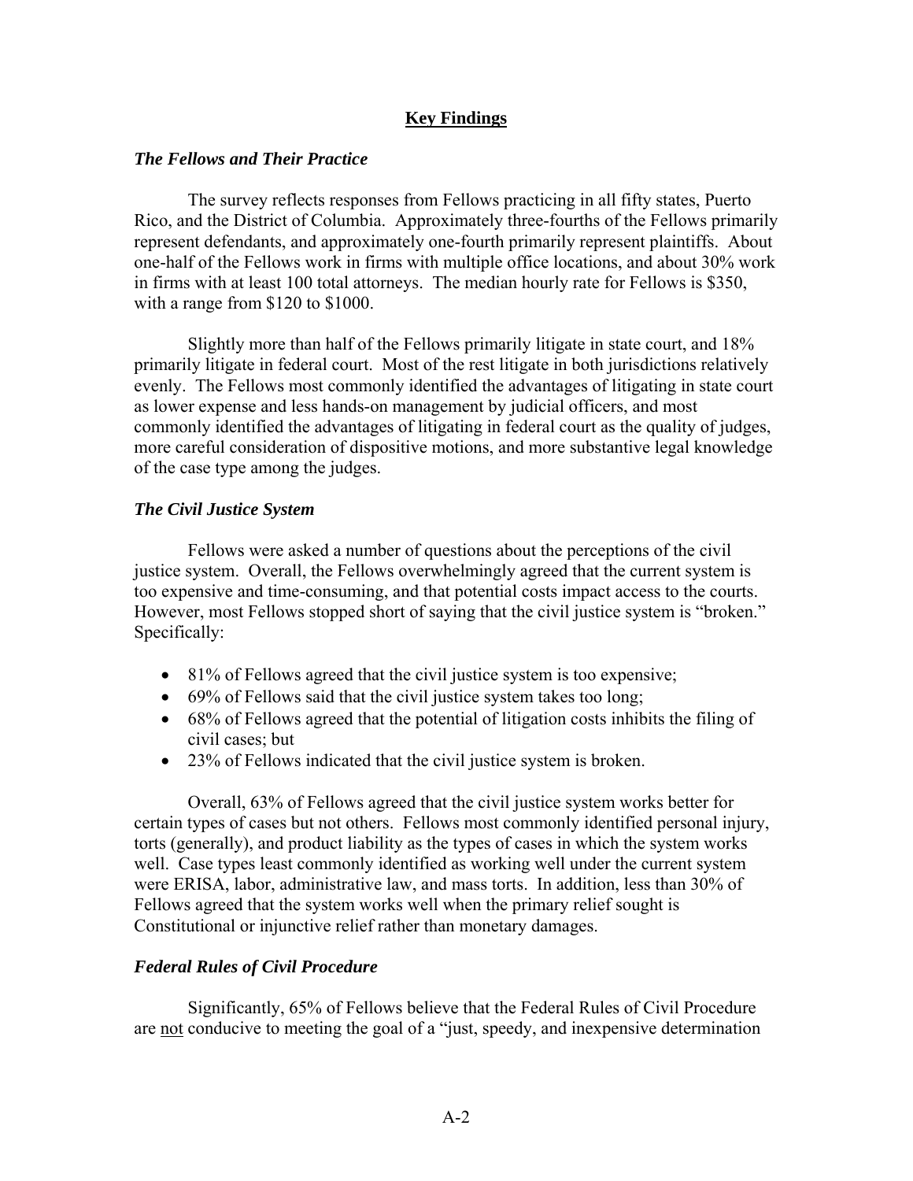## Key Findings

### *The Fellows and Their Practice*

The survey reflects responses from Fellows practicing in all fifty states, Puerto Rico, and the District of Columbia. Approximately three-fourths of the Fellows primarily represent defendants, and approximately one-fourth primarily represent plaintiffs. About one-half of the Fellows work in firms with multiple office locations, and about 30% work in firms with at least 100 total attorneys. The median hourly rate for Fellows is $350, with a range from $120 to $1000.

Slightly more than half of the Fellows primarily litigate in state court, and 18% primarily litigate in federal court. Most of the rest litigate in both jurisdictions relatively evenly. The Fellows most commonly identified the advantages of litigating in state court as lower expense and less hands-on management by judicial officers, and most commonly identified the advantages of litigating in federal court as the quality of judges, more careful consideration of dispositive motions, and more substantive legal knowledge of the case type among the judges.

### *The Civil Justice System*

Fellows were asked a number of questions about the perceptions of the civil justice system. Overall, the Fellows overwhelmingly agreed that the current system is too expensive and time-consuming, and that potential costs impact access to the courts. However, most Fellows stopped short of saying that the civil justice system is "broken." Specifically:

- 81% of Fellows agreed that the civil justice system is too expensive;
- 69% of Fellows said that the civil justice system takes too long;
- 68% of Fellows agreed that the potential of litigation costs inhibits the filing of civil cases; but
- 23% of Fellows indicated that the civil justice system is broken.

Overall, 63% of Fellows agreed that the civil justice system works better for certain types of cases but not others. Fellows most commonly identified personal injury, torts (generally), and product liability as the types of cases in which the system works well. Case types least commonly identified as working well under the current system were ERISA, labor, administrative law, and mass torts. In addition, less than 30% of Fellows agreed that the system works well when the primary relief sought is Constitutional or injunctive relief rather than monetary damages.

### *Federal Rules of Civil Procedure*

Significantly, 65% of Fellows believe that the Federal Rules of Civil Procedure are <u>not</u> conducive to meeting the goal of a "just, speedy, and inexpensive determination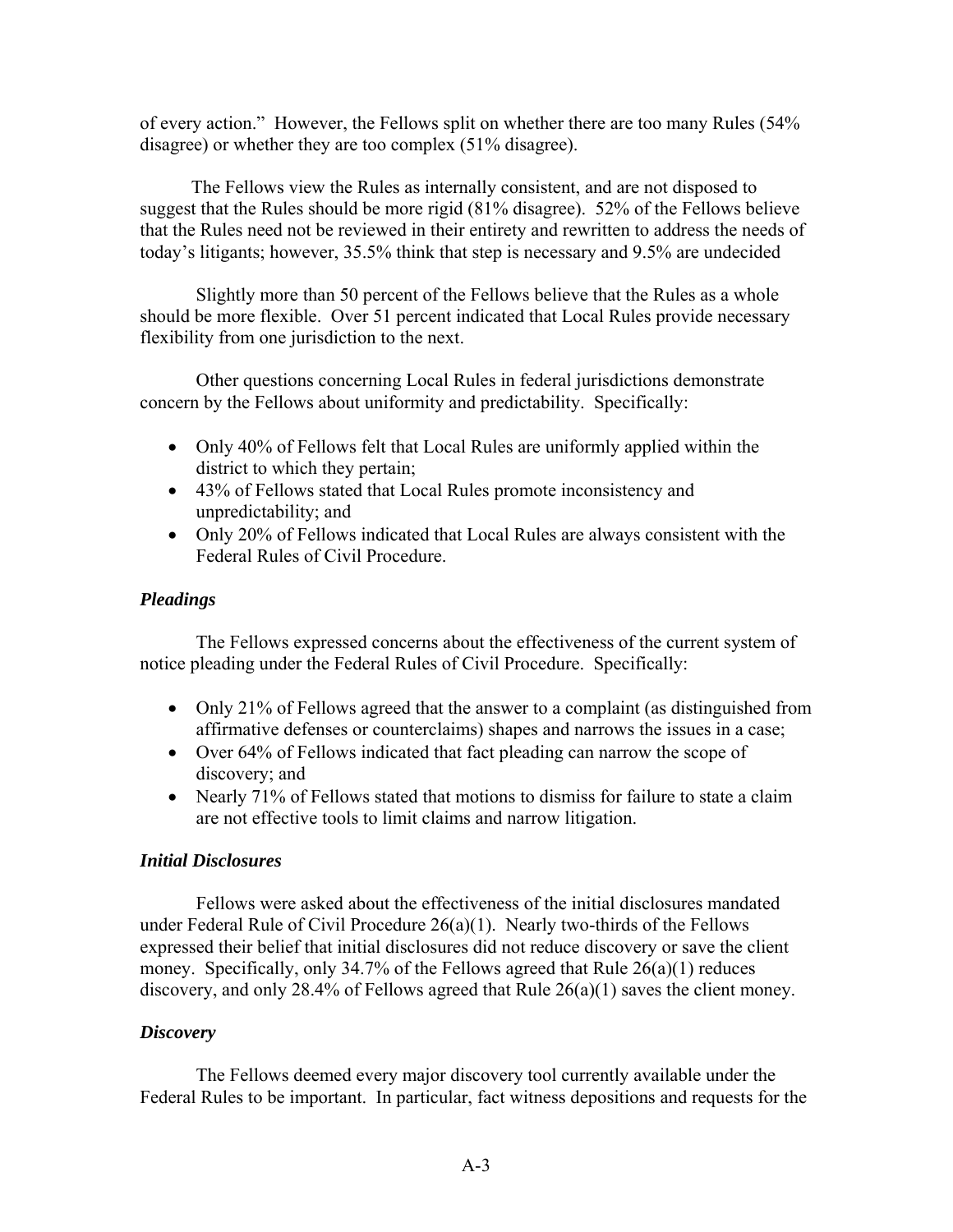of every action." However, the Fellows split on whether there are too many Rules (54% disagree) or whether they are too complex (51% disagree).

The Fellows view the Rules as internally consistent, and are not disposed to suggest that the Rules should be more rigid (81% disagree). 52% of the Fellows believe that the Rules need not be reviewed in their entirety and rewritten to address the needs of today's litigants; however, 35.5% think that step is necessary and 9.5% are undecided

Slightly more than 50 percent of the Fellows believe that the Rules as a whole should be more flexible. Over 51 percent indicated that Local Rules provide necessary flexibility from one jurisdiction to the next.

Other questions concerning Local Rules in federal jurisdictions demonstrate concern by the Fellows about uniformity and predictability. Specifically:

- Only 40% of Fellows felt that Local Rules are uniformly applied within the district to which they pertain;
- 43% of Fellows stated that Local Rules promote inconsistency and unpredictability; and
- Only 20% of Fellows indicated that Local Rules are always consistent with the Federal Rules of Civil Procedure.

### *Pleadings*

The Fellows expressed concerns about the effectiveness of the current system of notice pleading under the Federal Rules of Civil Procedure. Specifically:

- Only 21% of Fellows agreed that the answer to a complaint (as distinguished from affirmative defenses or counterclaims) shapes and narrows the issues in a case;
- Over 64% of Fellows indicated that fact pleading can narrow the scope of discovery; and
- Nearly 71% of Fellows stated that motions to dismiss for failure to state a claim are not effective tools to limit claims and narrow litigation.

### *Initial Disclosures*

Fellows were asked about the effectiveness of the initial disclosures mandated under Federal Rule of Civil Procedure 26(a)(1). Nearly two-thirds of the Fellows expressed their belief that initial disclosures did not reduce discovery or save the client money. Specifically, only 34.7% of the Fellows agreed that Rule 26(a)(1) reduces discovery, and only 28.4% of Fellows agreed that Rule 26(a)(1) saves the client money.

### *Discovery*

The Fellows deemed every major discovery tool currently available under the Federal Rules to be important. In particular, fact witness depositions and requests for the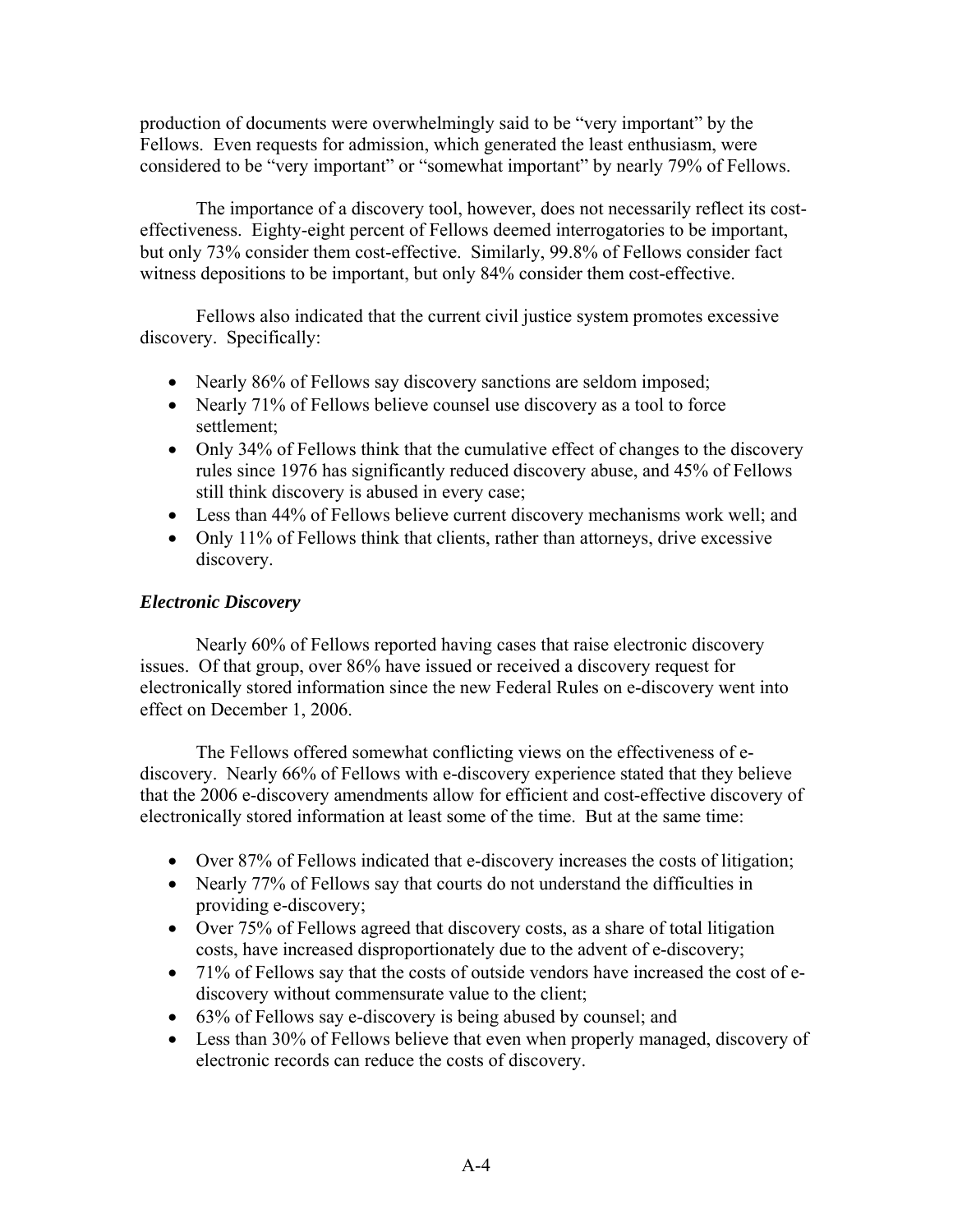production of documents were overwhelmingly said to be "very important" by the Fellows. Even requests for admission, which generated the least enthusiasm, were considered to be "very important" or "somewhat important" by nearly 79% of Fellows.

The importance of a discovery tool, however, does not necessarily reflect its cost-effectiveness. Eighty-eight percent of Fellows deemed interrogatories to be important, but only 73% consider them cost-effective. Similarly, 99.8% of Fellows consider fact witness depositions to be important, but only 84% consider them cost-effective.

Fellows also indicated that the current civil justice system promotes excessive discovery. Specifically:

- Nearly 86% of Fellows say discovery sanctions are seldom imposed;
- Nearly 71% of Fellows believe counsel use discovery as a tool to force settlement;
- Only 34% of Fellows think that the cumulative effect of changes to the discovery rules since 1976 has significantly reduced discovery abuse, and 45% of Fellows still think discovery is abused in every case;
- Less than 44% of Fellows believe current discovery mechanisms work well; and
- Only 11% of Fellows think that clients, rather than attorneys, drive excessive discovery.

### *Electronic Discovery*

Nearly 60% of Fellows reported having cases that raise electronic discovery issues. Of that group, over 86% have issued or received a discovery request for electronically stored information since the new Federal Rules on e-discovery went into effect on December 1, 2006.

The Fellows offered somewhat conflicting views on the effectiveness of e-discovery. Nearly 66% of Fellows with e-discovery experience stated that they believe that the 2006 e-discovery amendments allow for efficient and cost-effective discovery of electronically stored information at least some of the time. But at the same time:

- Over 87% of Fellows indicated that e-discovery increases the costs of litigation;
- Nearly 77% of Fellows say that courts do not understand the difficulties in providing e-discovery;
- Over 75% of Fellows agreed that discovery costs, as a share of total litigation costs, have increased disproportionately due to the advent of e-discovery;
- 71% of Fellows say that the costs of outside vendors have increased the cost of e-discovery without commensurate value to the client;
- 63% of Fellows say e-discovery is being abused by counsel; and
- Less than 30% of Fellows believe that even when properly managed, discovery of electronic records can reduce the costs of discovery.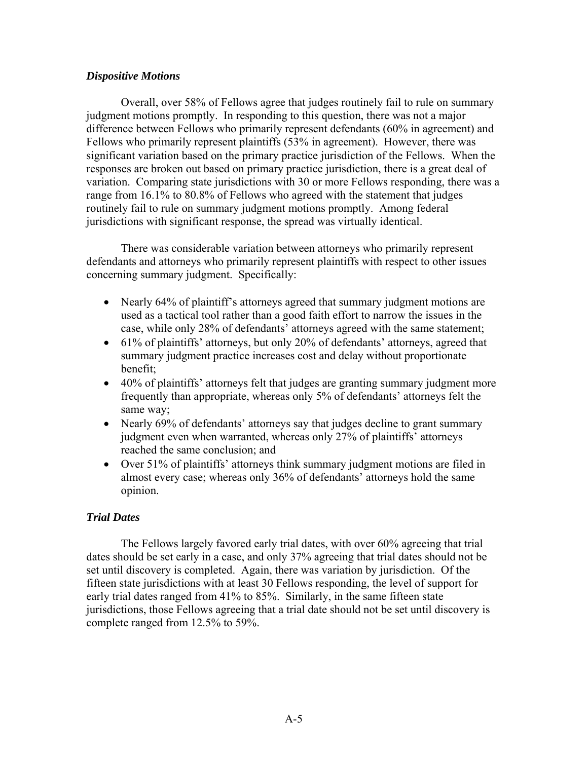### *Dispositive Motions*

Overall, over 58% of Fellows agree that judges routinely fail to rule on summary judgment motions promptly. In responding to this question, there was not a major difference between Fellows who primarily represent defendants (60% in agreement) and Fellows who primarily represent plaintiffs (53% in agreement). However, there was significant variation based on the primary practice jurisdiction of the Fellows. When the responses are broken out based on primary practice jurisdiction, there is a great deal of variation. Comparing state jurisdictions with 30 or more Fellows responding, there was a range from 16.1% to 80.8% of Fellows who agreed with the statement that judges routinely fail to rule on summary judgment motions promptly. Among federal jurisdictions with significant response, the spread was virtually identical.

There was considerable variation between attorneys who primarily represent defendants and attorneys who primarily represent plaintiffs with respect to other issues concerning summary judgment. Specifically:

- Nearly 64% of plaintiff's attorneys agreed that summary judgment motions are used as a tactical tool rather than a good faith effort to narrow the issues in the case, while only 28% of defendants' attorneys agreed with the same statement;
- 61% of plaintiffs' attorneys, but only 20% of defendants' attorneys, agreed that summary judgment practice increases cost and delay without proportionate benefit;
- 40% of plaintiffs' attorneys felt that judges are granting summary judgment more frequently than appropriate, whereas only 5% of defendants' attorneys felt the same way;
- Nearly 69% of defendants' attorneys say that judges decline to grant summary judgment even when warranted, whereas only 27% of plaintiffs' attorneys reached the same conclusion; and
- Over 51% of plaintiffs' attorneys think summary judgment motions are filed in almost every case; whereas only 36% of defendants' attorneys hold the same opinion.

### *Trial Dates*

The Fellows largely favored early trial dates, with over 60% agreeing that trial dates should be set early in a case, and only 37% agreeing that trial dates should not be set until discovery is completed. Again, there was variation by jurisdiction. Of the fifteen state jurisdictions with at least 30 Fellows responding, the level of support for early trial dates ranged from 41% to 85%. Similarly, in the same fifteen state jurisdictions, those Fellows agreeing that a trial date should not be set until discovery is complete ranged from 12.5% to 59%.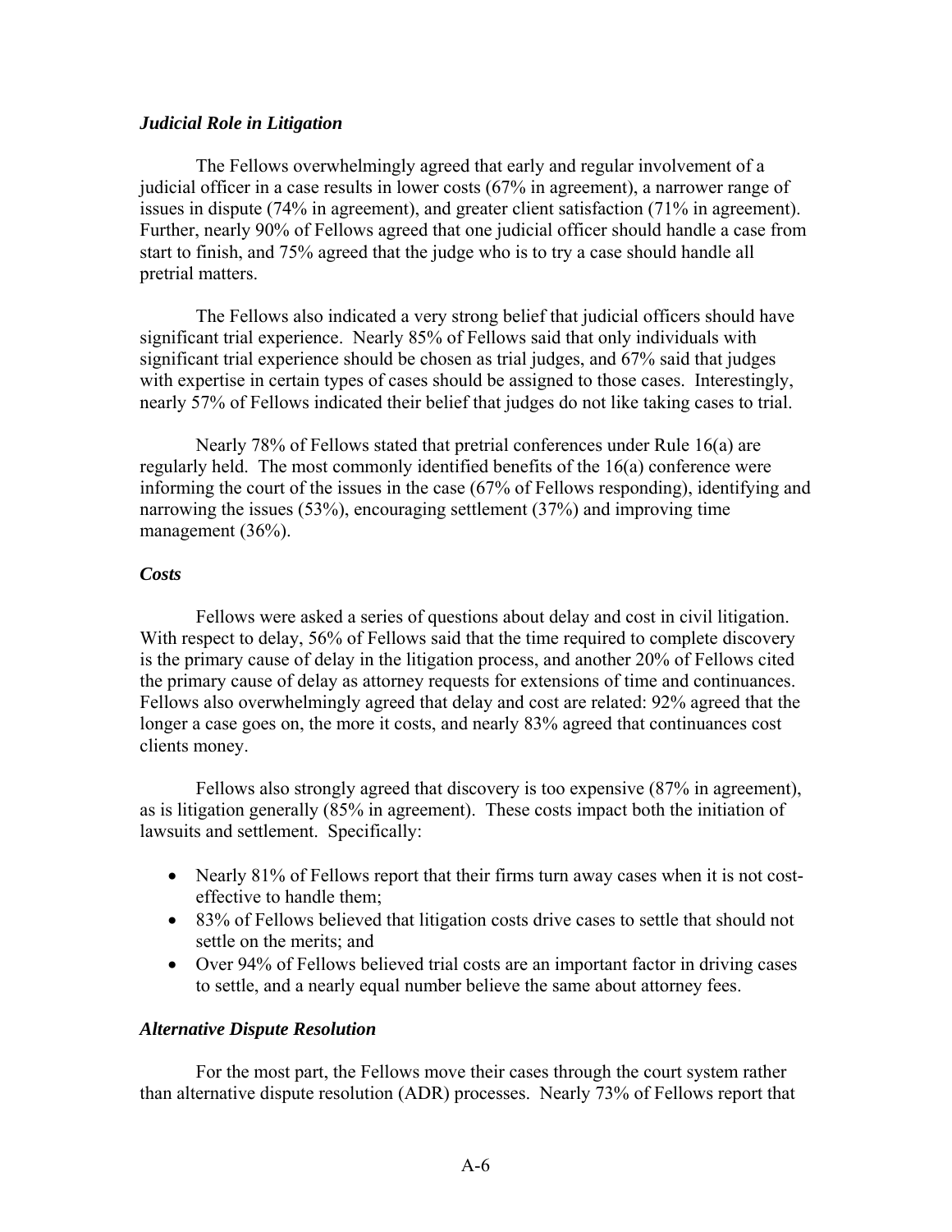### *Judicial Role in Litigation*

The Fellows overwhelmingly agreed that early and regular involvement of a judicial officer in a case results in lower costs (67% in agreement), a narrower range of issues in dispute (74% in agreement), and greater client satisfaction (71% in agreement). Further, nearly 90% of Fellows agreed that one judicial officer should handle a case from start to finish, and 75% agreed that the judge who is to try a case should handle all pretrial matters.

The Fellows also indicated a very strong belief that judicial officers should have significant trial experience. Nearly 85% of Fellows said that only individuals with significant trial experience should be chosen as trial judges, and 67% said that judges with expertise in certain types of cases should be assigned to those cases. Interestingly, nearly 57% of Fellows indicated their belief that judges do not like taking cases to trial.

Nearly 78% of Fellows stated that pretrial conferences under Rule 16(a) are regularly held. The most commonly identified benefits of the 16(a) conference were informing the court of the issues in the case (67% of Fellows responding), identifying and narrowing the issues (53%), encouraging settlement (37%) and improving time management (36%).

### *Costs*

Fellows were asked a series of questions about delay and cost in civil litigation. With respect to delay, 56% of Fellows said that the time required to complete discovery is the primary cause of delay in the litigation process, and another 20% of Fellows cited the primary cause of delay as attorney requests for extensions of time and continuances. Fellows also overwhelmingly agreed that delay and cost are related: 92% agreed that the longer a case goes on, the more it costs, and nearly 83% agreed that continuances cost clients money.

Fellows also strongly agreed that discovery is too expensive (87% in agreement), as is litigation generally (85% in agreement). These costs impact both the initiation of lawsuits and settlement. Specifically:

- Nearly 81% of Fellows report that their firms turn away cases when it is not cost-effective to handle them;
- 83% of Fellows believed that litigation costs drive cases to settle that should not settle on the merits; and
- Over 94% of Fellows believed trial costs are an important factor in driving cases to settle, and a nearly equal number believe the same about attorney fees.

### *Alternative Dispute Resolution*

For the most part, the Fellows move their cases through the court system rather than alternative dispute resolution (ADR) processes. Nearly 73% of Fellows report that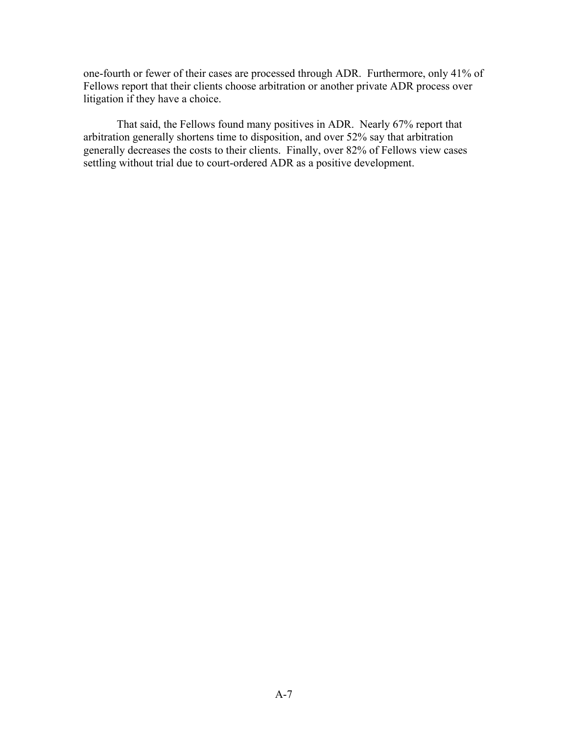one-fourth or fewer of their cases are processed through ADR. Furthermore, only 41% of Fellows report that their clients choose arbitration or another private ADR process over litigation if they have a choice.

That said, the Fellows found many positives in ADR. Nearly 67% report that arbitration generally shortens time to disposition, and over 52% say that arbitration generally decreases the costs to their clients. Finally, over 82% of Fellows view cases settling without trial due to court-ordered ADR as a positive development.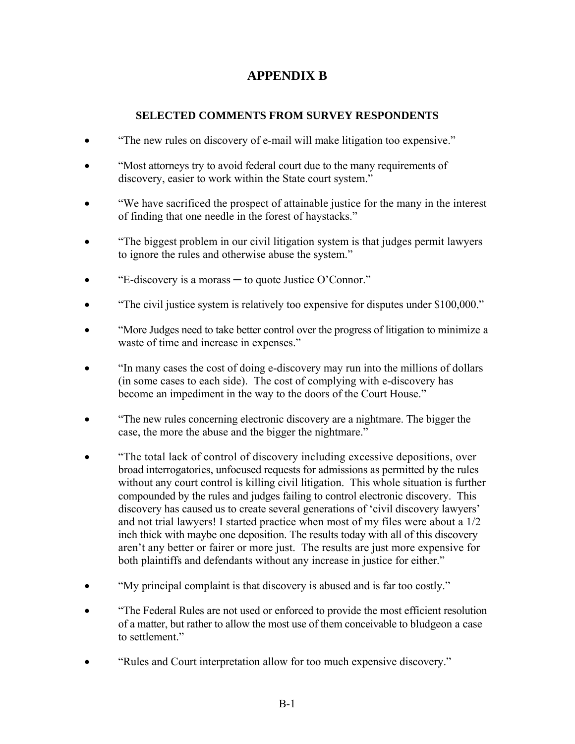# APPENDIX B

## SELECTED COMMENTS FROM SURVEY RESPONDENTS

- "The new rules on discovery of e-mail will make litigation too expensive."
- "Most attorneys try to avoid federal court due to the many requirements of discovery, easier to work within the State court system."
- "We have sacrificed the prospect of attainable justice for the many in the interest of finding that one needle in the forest of haystacks."
- "The biggest problem in our civil litigation system is that judges permit lawyers to ignore the rules and otherwise abuse the system."
- "E-discovery is a morass ─ to quote Justice O'Connor."
- "The civil justice system is relatively too expensive for disputes under $100,000."
- "More Judges need to take better control over the progress of litigation to minimize a waste of time and increase in expenses."
- "In many cases the cost of doing e-discovery may run into the millions of dollars (in some cases to each side). The cost of complying with e-discovery has become an impediment in the way to the doors of the Court House."
- "The new rules concerning electronic discovery are a nightmare. The bigger the case, the more the abuse and the bigger the nightmare."
- "The total lack of control of discovery including excessive depositions, over broad interrogatories, unfocused requests for admissions as permitted by the rules without any court control is killing civil litigation. This whole situation is further compounded by the rules and judges failing to control electronic discovery. This discovery has caused us to create several generations of 'civil discovery lawyers' and not trial lawyers! I started practice when most of my files were about a 1/2 inch thick with maybe one deposition. The results today with all of this discovery aren't any better or fairer or more just. The results are just more expensive for both plaintiffs and defendants without any increase in justice for either."
- "My principal complaint is that discovery is abused and is far too costly."
- "The Federal Rules are not used or enforced to provide the most efficient resolution of a matter, but rather to allow the most use of them conceivable to bludgeon a case to settlement."
- "Rules and Court interpretation allow for too much expensive discovery."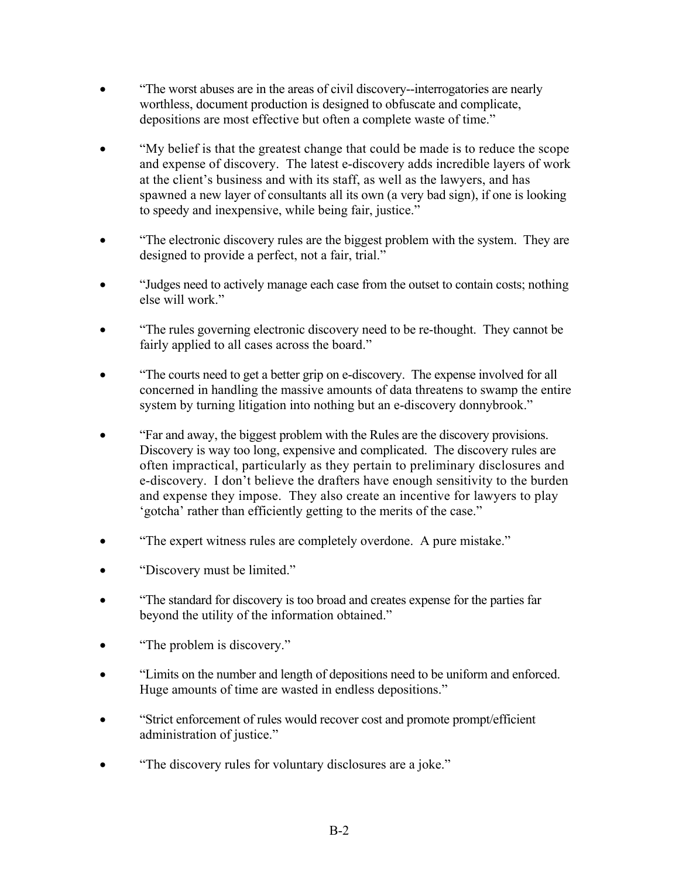- "The worst abuses are in the areas of civil discovery--interrogatories are nearly worthless, document production is designed to obfuscate and complicate, depositions are most effective but often a complete waste of time."

- "My belief is that the greatest change that could be made is to reduce the scope and expense of discovery. The latest e-discovery adds incredible layers of work at the client's business and with its staff, as well as the lawyers, and has spawned a new layer of consultants all its own (a very bad sign), if one is looking to speedy and inexpensive, while being fair, justice."

- "The electronic discovery rules are the biggest problem with the system. They are designed to provide a perfect, not a fair, trial."

- "Judges need to actively manage each case from the outset to contain costs; nothing else will work."

- "The rules governing electronic discovery need to be re-thought. They cannot be fairly applied to all cases across the board."

- "The courts need to get a better grip on e-discovery. The expense involved for all concerned in handling the massive amounts of data threatens to swamp the entire system by turning litigation into nothing but an e-discovery donnybrook."

- "Far and away, the biggest problem with the Rules are the discovery provisions. Discovery is way too long, expensive and complicated. The discovery rules are often impractical, particularly as they pertain to preliminary disclosures and e-discovery. I don't believe the drafters have enough sensitivity to the burden and expense they impose. They also create an incentive for lawyers to play 'gotcha' rather than efficiently getting to the merits of the case."

- "The expert witness rules are completely overdone. A pure mistake."

- "Discovery must be limited."

- "The standard for discovery is too broad and creates expense for the parties far beyond the utility of the information obtained."

- "The problem is discovery."

- "Limits on the number and length of depositions need to be uniform and enforced. Huge amounts of time are wasted in endless depositions."

- "Strict enforcement of rules would recover cost and promote prompt/efficient administration of justice."

- "The discovery rules for voluntary disclosures are a joke."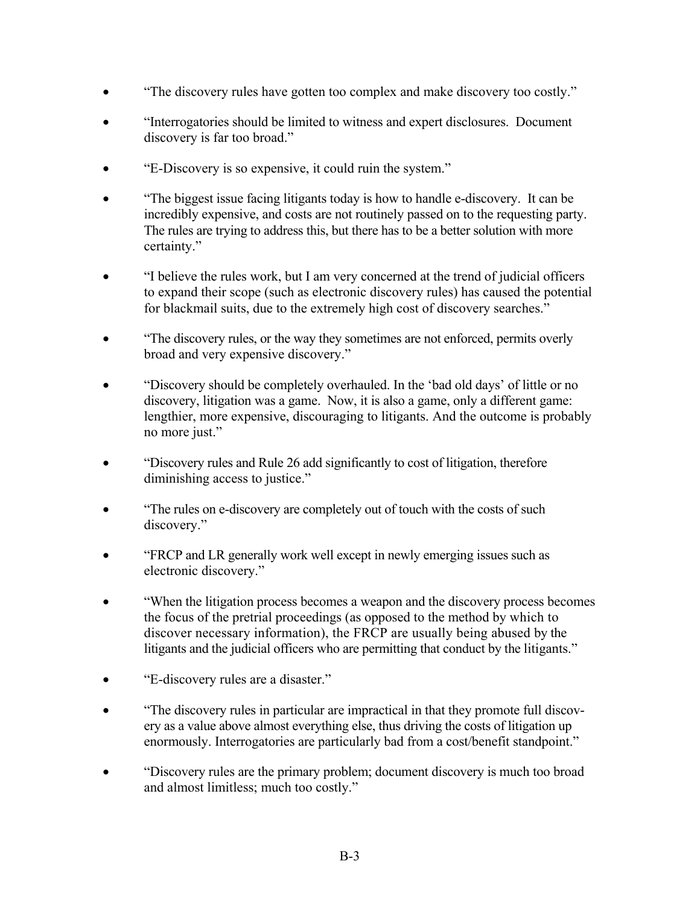- "The discovery rules have gotten too complex and make discovery too costly."

- "Interrogatories should be limited to witness and expert disclosures. Document discovery is far too broad."

- "E-Discovery is so expensive, it could ruin the system."

- "The biggest issue facing litigants today is how to handle e-discovery. It can be incredibly expensive, and costs are not routinely passed on to the requesting party. The rules are trying to address this, but there has to be a better solution with more certainty."

- "I believe the rules work, but I am very concerned at the trend of judicial officers to expand their scope (such as electronic discovery rules) has caused the potential for blackmail suits, due to the extremely high cost of discovery searches."

- "The discovery rules, or the way they sometimes are not enforced, permits overly broad and very expensive discovery."

- "Discovery should be completely overhauled. In the 'bad old days' of little or no discovery, litigation was a game. Now, it is also a game, only a different game: lengthier, more expensive, discouraging to litigants. And the outcome is probably no more just."

- "Discovery rules and Rule 26 add significantly to cost of litigation, therefore diminishing access to justice."

- "The rules on e-discovery are completely out of touch with the costs of such discovery."

- "FRCP and LR generally work well except in newly emerging issues such as electronic discovery."

- "When the litigation process becomes a weapon and the discovery process becomes the focus of the pretrial proceedings (as opposed to the method by which to discover necessary information), the FRCP are usually being abused by the litigants and the judicial officers who are permitting that conduct by the litigants."

- "E-discovery rules are a disaster."

- "The discovery rules in particular are impractical in that they promote full discovery as a value above almost everything else, thus driving the costs of litigation up enormously. Interrogatories are particularly bad from a cost/benefit standpoint."

- "Discovery rules are the primary problem; document discovery is much too broad and almost limitless; much too costly."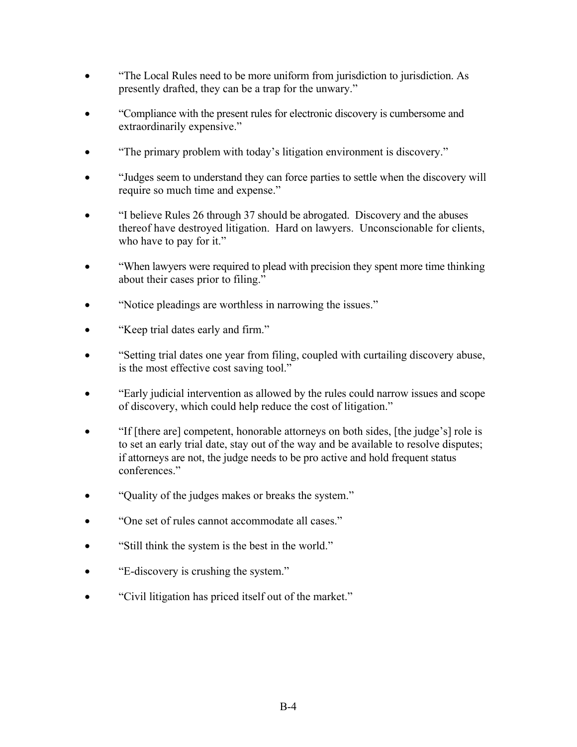- "The Local Rules need to be more uniform from jurisdiction to jurisdiction. As presently drafted, they can be a trap for the unwary."
- "Compliance with the present rules for electronic discovery is cumbersome and extraordinarily expensive."
- "The primary problem with today's litigation environment is discovery."
- "Judges seem to understand they can force parties to settle when the discovery will require so much time and expense."
- "I believe Rules 26 through 37 should be abrogated. Discovery and the abuses thereof have destroyed litigation. Hard on lawyers. Unconscionable for clients, who have to pay for it."
- "When lawyers were required to plead with precision they spent more time thinking about their cases prior to filing."
- "Notice pleadings are worthless in narrowing the issues."
- "Keep trial dates early and firm."
- "Setting trial dates one year from filing, coupled with curtailing discovery abuse, is the most effective cost saving tool."
- "Early judicial intervention as allowed by the rules could narrow issues and scope of discovery, which could help reduce the cost of litigation."
- "If [there are] competent, honorable attorneys on both sides, [the judge's] role is to set an early trial date, stay out of the way and be available to resolve disputes; if attorneys are not, the judge needs to be pro active and hold frequent status conferences."
- "Quality of the judges makes or breaks the system."
- "One set of rules cannot accommodate all cases."
- "Still think the system is the best in the world."
- "E-discovery is crushing the system."
- "Civil litigation has priced itself out of the market."